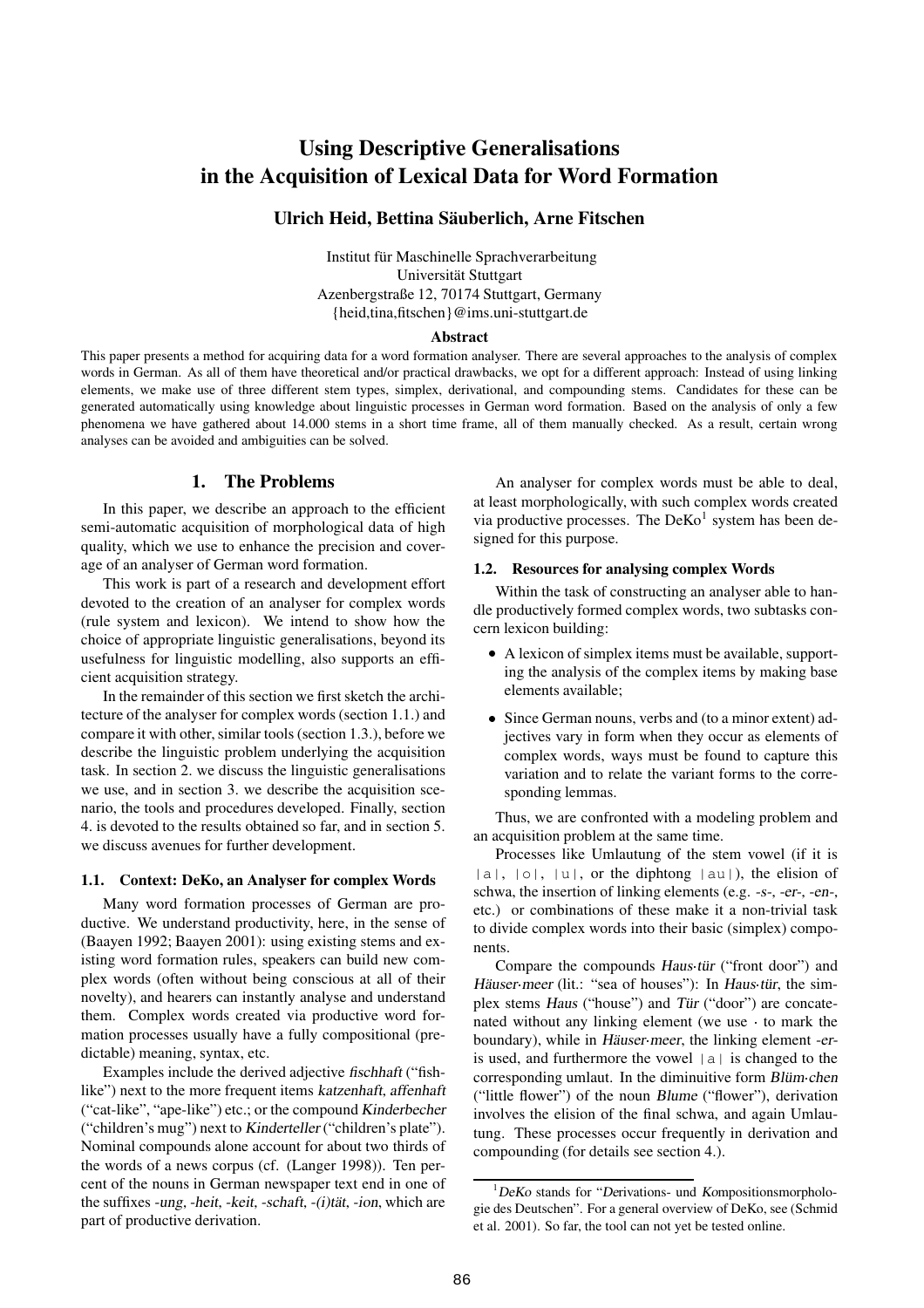# Using Descriptive Generalisations in the Acquisition of Lexical Data for Word Formation

**Ulrich Heid, Bettina Säuberlich, Arne Fitschen**

Institut für Maschinelle Sprachverarbeitung
Universität Stuttgart
Azenbergstraße 12, 70174 Stuttgart, Germany
{heid,tina,fitschen}@ims.uni-stuttgart.de

### Abstract

This paper presents a method for acquiring data for a word formation analyser. There are several approaches to the analysis of complex words in German. As all of them have theoretical and/or practical drawbacks, we opt for a different approach: Instead of using linking elements, we make use of three different stem types, simplex, derivational, and compounding stems. Candidates for these can be generated automatically using knowledge about linguistic processes in German word formation. Based on the analysis of only a few phenomena we have gathered about 14.000 stems in a short time frame, all of them manually checked. As a result, certain wrong analyses can be avoided and ambiguities can be solved.

## 1. The Problems

In this paper, we describe an approach to the efficient semi-automatic acquisition of morphological data of high quality, which we use to enhance the precision and coverage of an analyser of German word formation.

This work is part of a research and development effort devoted to the creation of an analyser for complex words (rule system and lexicon). We intend to show how the choice of appropriate linguistic generalisations, beyond its usefulness for linguistic modelling, also supports an efficient acquisition strategy.

In the remainder of this section we first sketch the architecture of the analyser for complex words (section 1.1.) and compare it with other, similar tools (section 1.3.), before we describe the linguistic problem underlying the acquisition task. In section 2. we discuss the linguistic generalisations we use, and in section 3. we describe the acquisition scenario, the tools and procedures developed. Finally, section 4. is devoted to the results obtained so far, and in section 5. we discuss avenues for further development.

### 1.1. Context: DeKo, an Analyser for complex Words

Many word formation processes of German are productive. We understand productivity, here, in the sense of (Baayen 1992; Baayen 2001): using existing stems and existing word formation rules, speakers can build new complex words (often without being conscious at all of their novelty), and hearers can instantly analyse and understand them. Complex words created via productive word formation processes usually have a fully compositional (predictable) meaning, syntax, etc.

Examples include the derived adjective *fischhaft* ("fish-like") next to the more frequent items *katzenhaft, affenhaft* ("cat-like", "ape-like") etc.; or the compound *Kinderbecher* ("children's mug") next to *Kinderteller* ("children's plate"). Nominal compounds alone account for about two thirds of the words of a news corpus (cf. (Langer 1998)). Ten percent of the nouns in German newspaper text end in one of the suffixes *-ung, -heit, -keit, -schaft, -(i)tät, -ion*, which are part of productive derivation.

An analyser for complex words must be able to deal, at least morphologically, with such complex words created via productive processes. The DeKo[1] system has been designed for this purpose.

### 1.2. Resources for analysing complex Words

Within the task of constructing an analyser able to handle productively formed complex words, two subtasks concern lexicon building:

- A lexicon of simplex items must be available, supporting the analysis of the complex items by making base elements available;
- Since German nouns, verbs and (to a minor extent) adjectives vary in form when they occur as elements of complex words, ways must be found to capture this variation and to relate the variant forms to the corresponding lemmas.

Thus, we are confronted with a modeling problem and an acquisition problem at the same time.

Processes like Umlautung of the stem vowel (if it is `|a|`, `|o|`, `|u|`, or the diphtong `|au|`), the elision of schwa, the insertion of linking elements (e.g. *-s-, -er-, -en-*, etc.) or combinations of these make it a non-trivial task to divide complex words into their basic (simplex) components.

Compare the compounds *Haus·tür* ("front door") and *Häuser·meer* (lit.: "sea of houses"): In *Haus·tür*, the simplex stems *Haus* ("house") and *Tür* ("door") are concatenated without any linking element (we use · to mark the boundary), while in *Häuser·meer*, the linking element *-er-* is used, and furthermore the vowel `|a|` is changed to the corresponding umlaut. In the diminuitive form *Blüm·chen* ("little flower") of the noun *Blume* ("flower"), derivation involves the elision of the final schwa, and again Umlautung. These processes occur frequently in derivation and compounding (for details see section 4.).

---

[1] *DeKo* stands for "*De*rivations- und *Ko*mpositionsmorphologie des Deutschen". For a general overview of DeKo, see (Schmid et al. 2001). So far, the tool can not yet be tested online.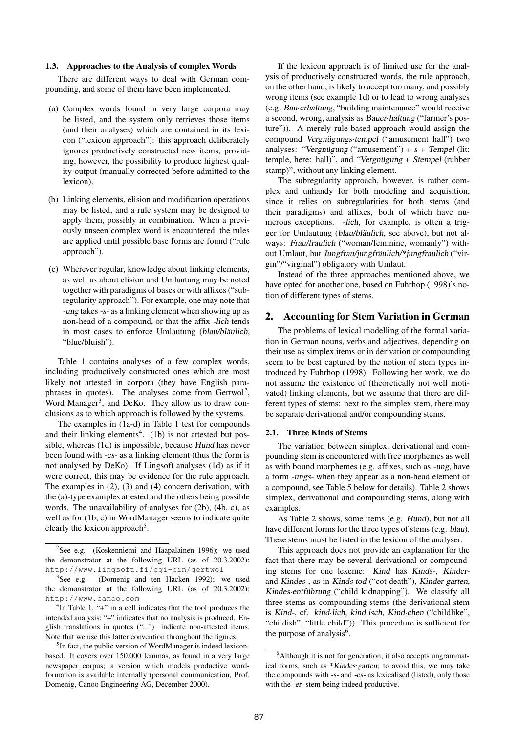### 1.3. Approaches to the Analysis of complex Words

There are different ways to deal with German compounding, and some of them have been implemented.

(a) Complex words found in very large corpora may be listed, and the system only retrieves those items (and their analyses) which are contained in its lexicon ("lexicon approach"): this approach deliberately ignores productively constructed new items, providing, however, the possibility to produce highest quality output (manually corrected before admitted to the lexicon).

(b) Linking elements, elision and modification operations may be listed, and a rule system may be designed to apply them, possibly in combination. When a previously unseen complex word is encountered, the rules are applied until possible base forms are found ("rule approach").

(c) Wherever regular, knowledge about linking elements, as well as about elision and Umlautung may be noted together with paradigms of bases or with affixes ("subregularity approach"). For example, one may note that *-ung* takes *-s-* as a linking element when showing up as non-head of a compound, or that the affix *-lich* tends in most cases to enforce Umlautung (*blau/bläulich*, "blue/bluish").

Table 1 contains analyses of a few complex words, including productively constructed ones which are most likely not attested in corpora (they have English paraphrases in quotes). The analyses come from Gertwol[2], Word Manager[3], and DeKo. They allow us to draw conclusions as to which approach is followed by the systems.

The examples in (1a-d) in Table 1 test for compounds and their linking elements[4]. (1b) is not attested but possible, whereas (1d) is impossible, because *Hund* has never been found with *-es-* as a linking element (thus the form is not analysed by DeKo). If Lingsoft analyses (1d) as if it were correct, this may be evidence for the rule approach. The examples in (2), (3) and (4) concern derivation, with the (a)-type examples attested and the others being possible words. The unavailability of analyses for (2b), (4b, c), as well as for (1b, c) in WordManager seems to indicate quite clearly the lexicon approach[5].

If the lexicon approach is of limited use for the analysis of productively constructed words, the rule approach, on the other hand, is likely to accept too many, and possibly wrong items (see example 1d) or to lead to wrong analyses (e.g. *Bau·erhaltung*, "building maintenance" would receive a second, wrong, analysis as *Bauer·haltung* ("farmer's posture")). A merely rule-based approach would assign the compound *Vergnügungs·tempel* ("amusement hall") two analyses: "*Vergnügung* ("amusement") + *s* + *Tempel* (lit: temple, here: hall)", and "*Vergnügung* + *Stempel* (rubber stamp)", without any linking element.

The subregularity approach, however, is rather complex and unhandy for both modeling and acquisition, since it relies on subregularities for both stems (and their paradigms) and affixes, both of which have numerous exceptions. *-lich*, for example, is often a trigger for Umlautung (*blau/bläulich*, see above), but not always: *Frau/fraulich* ("woman/feminine, womanly") without Umlaut, but *Jungfrau/jungfräulich/*jungfraulich* ("virgin"/"virginal") obligatory with Umlaut.

Instead of the three approaches mentioned above, we have opted for another one, based on Fuhrhop (1998)'s notion of different types of stems.

## 2. Accounting for Stem Variation in German

The problems of lexical modelling of the formal variation in German nouns, verbs and adjectives, depending on their use as simplex items or in derivation or compounding seem to be best captured by the notion of stem types introduced by Fuhrhop (1998). Following her work, we do not assume the existence of (theoretically not well motivated) linking elements, but we assume that there are different types of stems: next to the simplex stem, there may be separate derivational and/or compounding stems.

### 2.1. Three Kinds of Stems

The variation between simplex, derivational and compounding stem is encountered with free morphemes as well as with bound morphemes (e.g. affixes, such as *-ung*, have a form *-ungs-* when they appear as a non-head element of a compound, see Table 5 below for details). Table 2 shows simplex, derivational and compounding stems, along with examples.

As Table 2 shows, some items (e.g. *Hund*), but not all have different forms for the three types of stems (e.g. *blau*). These stems must be listed in the lexicon of the analyser.

This approach does not provide an explanation for the fact that there may be several derivational or compounding stems for one lexeme: *Kind* has *Kinds-*, *Kinder-* and *Kindes-*, as in *Kinds·tod* ("cot death"), *Kinder·garten*, *Kindes·entführung* ("child kidnapping"). We classify all three stems as compounding stems (the derivational stem is *Kind-*, cf. *kind·lich*, *kind·isch*, *Kind·chen* ("childlike", "childish", "little child")). This procedure is sufficient for the purpose of analysis[6].

---

[2] See e.g. (Koskenniemi and Haapalainen 1996); we used the demonstrator at the following URL (as of 20.3.2002): http://www.lingsoft.fi/cgi-bin/gertwol

[3] See e.g. (Domenig and ten Hacken 1992); we used the demonstrator at the following URL (as of 20.3.2002): http://www.canoo.com

[4] In Table 1, "+" in a cell indicates that the tool produces the intended analysis; "–" indicates that no analysis is produced. English translations in quotes ("...") indicate non-attested items. Note that we use this latter convention throughout the figures.

[5] In fact, the public version of WordManager is indeed lexicon-based. It covers over 150.000 lemmas, as found in a very large newspaper corpus; a version which models productive word-formation is available internally (personal communication, Prof. Domenig, Canoo Engineering AG, December 2000).

[6] Although it is not for generation; it also accepts ungrammatical forms, such as **Kindes·garten*; to avoid this, we may take the compounds with *-s-* and *-es-* as lexicalised (listed), only those with the *-er-* stem being indeed productive.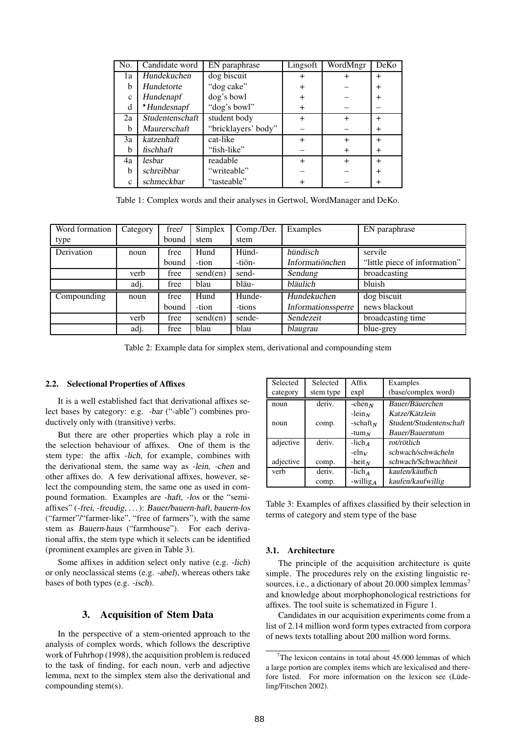| No. | Candidate word | EN paraphrase | Lingsoft | WordMngr | DeKo |
|---|---|---|---|---|---|
| 1a | *Hundekuchen* | dog biscuit | + | + | + |
| b | *Hundetorte* | "dog cake" | + | – | + |
| c | *Hundenapf* | dog's bowl | + | – | + |
| d | **Hundesnapf* | "dog's bowl" | + | – | – |
| 2a | *Studentenschaft* | student body | + | + | + |
| b | *Maurerschaft* | "bricklayers' body" | – | – | + |
| 3a | *katzenhaft* | cat-like | + | + | + |
| b | *fischhaft* | "fish-like" | – | + | + |
| 4a | *lesbar* | readable | + | + | + |
| b | *schreibbar* | "writeable" | – | – | + |
| c | *schmeckbar* | "tasteable" | + | – | + |

Table 1: Complex words and their analyses in Gertwol, WordManager and DeKo.

| Word formation type | Category | free/ bound | Simplex stem | Comp./Der. stem | Examples | EN paraphrase |
|---|---|---|---|---|---|---|
| Derivation | noun | free | Hund | Hünd- | *hündisch* | servile |
| | | bound | -tion | -tiön- | *Informatiönchen* | "little piece of information" |
| | verb | free | send(en) | send- | *Sendung* | broadcasting |
| | adj. | free | blau | bläu- | *bläulich* | bluish |
| Compounding | noun | free | Hund | Hunde- | *Hundekuchen* | dog biscuit |
| | | bound | -tion | -tions | *Informationssperre* | news blackout |
| | verb | free | send(en) | sende- | *Sendezeit* | broadcasting time |
| | adj. | free | blau | blau | *blaugrau* | blue-grey |

Table 2: Example data for simplex stem, derivational and compounding stem

### 2.2. Selectional Properties of Affixes

It is a well established fact that derivational affixes select bases by category: e.g. *-bar* ("-able") combines productively only with (transitive) verbs.

But there are other properties which play a role in the selection behaviour of affixes. One of them is the stem type: the affix *-lich*, for example, combines with the derivational stem, the same way as *-lein*, *-chen* and other affixes do. A few derivational affixes, however, select the compounding stem, the same one as used in compound formation. Examples are *-haft*, *-los* or the "semi-affixes" (*-frei*, *-freudig*, ...): *Bauer/bauern·haft*, *bauern·los* ("farmer"/"farmer-like", "free of farmers"), with the same stem as *Bauern·haus* ("farmhouse"). For each derivational affix, the stem type which it selects can be identified (prominent examples are given in Table 3).

Some affixes in addition select only native (e.g. *-lich*) or only neoclassical stems (e.g. *-abel*), whereas others take bases of both types (e.g. *-isch*).

| Selected category | Selected stem type | Affix expl | Examples (base/complex word) |
|---|---|---|---|
| noun | deriv. | $\text{-chen}_N$ | *Bauer/Bäuerchen* |
| | | $\text{-lein}_N$ | *Katze/Kätzlein* |
| noun | comp. | $\text{-schaft}_N$ | *Student/Studentenschaft* |
| | | $\text{-tum}_N$ | *Bauer/Bauerntum* |
| adjective | deriv. | $\text{-lich}_A$ | *rot/rötlich* |
| | | $\text{-eln}_V$ | *schwach/schwächeln* |
| adjective | comp. | $\text{-heit}_N$ | *schwach/Schwachheit* |
| verb | deriv. | $\text{-lich}_A$ | *kaufen/käuflich* |
| | comp. | $\text{-willig}_A$ | *kaufen/kaufwillig* |

Table 3: Examples of affixes classified by their selection in terms of category and stem type of the base

## 3. Acquisition of Stem Data

In the perspective of a stem-oriented approach to the analysis of complex words, which follows the descriptive work of Fuhrhop (1998), the acquisition problem is reduced to the task of finding, for each noun, verb and adjective lemma, next to the simplex stem also the derivational and compounding stem(s).

### 3.1. Architecture

The principle of the acquisition architecture is quite simple. The procedures rely on the existing linguistic resources, i.e., a dictionary of about 20.000 simplex lemmas[7] and knowledge about morphophonological restrictions for affixes. The tool suite is schematized in Figure 1.

Candidates in our acquisition experiments come from a list of 2.14 million word form types extracted from corpora of news texts totalling about 200 million word forms.

[7] The lexicon contains in total about 45.000 lemmas of which a large portion are complex items which are lexicalised and therefore listed. For more information on the lexicon see (Lüdeling/Fitschen 2002).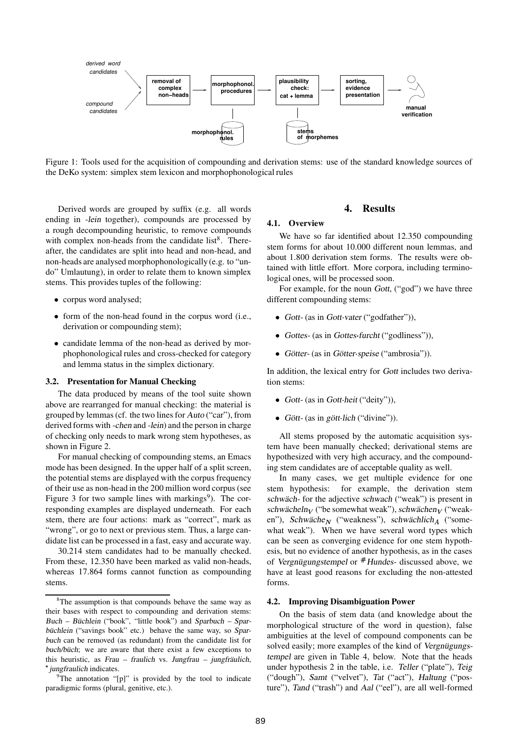derived word candidates → removal of complex non–heads → morphophonol. procedures → plausibility check: cat + lemma → sorting, evidence presentation → manual verification

compound candidates

morphophonol. rules

stems of morphemes

Figure 1: Tools used for the acquisition of compounding and derivation stems: use of the standard knowledge sources of the DeKo system: simplex stem lexicon and morphophonological rules

Derived words are grouped by suffix (e.g. all words ending in *-lein* together), compounds are processed by a rough decompounding heuristic, to remove compounds with complex non-heads from the candidate list[8]. Thereafter, the candidates are split into head and non-head, and non-heads are analysed morphophonologically (e.g. to "undo" Umlautung), in order to relate them to known simplex stems. This provides tuples of the following:

- corpus word analysed;
- form of the non-head found in the corpus word (i.e., derivation or compounding stem);
- candidate lemma of the non-head as derived by morphophonological rules and cross-checked for category and lemma status in the simplex dictionary.

### 3.2. Presentation for Manual Checking

The data produced by means of the tool suite shown above are rearranged for manual checking: the material is grouped by lemmas (cf. the two lines for *Auto* ("car"), from derived forms with *-chen* and *-lein*) and the person in charge of checking only needs to mark wrong stem hypotheses, as shown in Figure 2.

For manual checking of compounding stems, an Emacs mode has been designed. In the upper half of a split screen, the potential stems are displayed with the corpus frequency of their use as non-head in the 200 million word corpus (see Figure 3 for two sample lines with markings[9]). The corresponding examples are displayed underneath. For each stem, there are four actions: mark as "correct", mark as "wrong", or go to next or previous stem. Thus, a large candidate list can be processed in a fast, easy and accurate way.

30.214 stem candidates had to be manually checked. From these, 12.350 have been marked as valid non-heads, whereas 17.864 forms cannot function as compounding stems.

[8] The assumption is that compounds behave the same way as their bases with respect to compounding and derivation stems: *Buch* – *Büchlein* ("book", "little book") and *Sparbuch* – *Sparbüchlein* ("savings book" etc.) behave the same way, so *Sparbuch* can be removed (as redundant) from the candidate list for *buch/büch*; we are aware that there exist a few exceptions to this heuristic, as *Frau* – *fraulich* vs. *Jungfrau* – *jungfräulich*, * *jungfraulich* indicates.

[9] The annotation "[p]" is provided by the tool to indicate paradigmic forms (plural, genitive, etc.).

## 4. Results

### 4.1. Overview

We have so far identified about 12.350 compounding stem forms for about 10.000 different noun lemmas, and about 1.800 derivation stem forms. The results were obtained with little effort. More corpora, including terminological ones, will be processed soon.

For example, for the noun *Gott*, ("god") we have three different compounding stems:

- *Gott-* (as in *Gott·vater* ("godfather")),
- *Gottes-* (as in *Gottes·furcht* ("godliness")),
- *Götter-* (as in *Götter·speise* ("ambrosia")).

In addition, the lexical entry for *Gott* includes two derivation stems:

- *Gott-* (as in *Gott·heit* ("deity")),
- *Gött-* (as in *gött·lich* ("divine")).

All stems proposed by the automatic acquisition system have been manually checked; derivational stems are hypothesized with very high accuracy, and the compounding stem candidates are of acceptable quality as well.

In many cases, we get multiple evidence for one stem hypothesis: for example, the derivation stem *schwäch-* for the adjective *schwach* ("weak") is present in $schwächeln_V$ ("be somewhat weak"), $schwächen_V$ ("weaken"), $Schwäche_N$ ("weakness"), $schwächlich_A$ ("somewhat weak"). When we have several word types which can be seen as converging evidence for one stem hypothesis, but no evidence of another hypothesis, as in the cases of *Vergnügungstempel* or #*Hundes-* discussed above, we have at least good reasons for excluding the non-attested forms.

### 4.2. Improving Disambiguation Power

On the basis of stem data (and knowledge about the morphological structure of the word in question), false ambiguities at the level of compound components can be solved easily; more examples of the kind of *Vergnügungstempel* are given in Table 4, below. Note that the heads under hypothesis 2 in the table, i.e. *Teller* ("plate"), *Teig* ("dough"), *Samt* ("velvet"), *Tat* ("act"), *Haltung* ("posture"), *Tand* ("trash") and *Aal* ("eel"), are all well-formed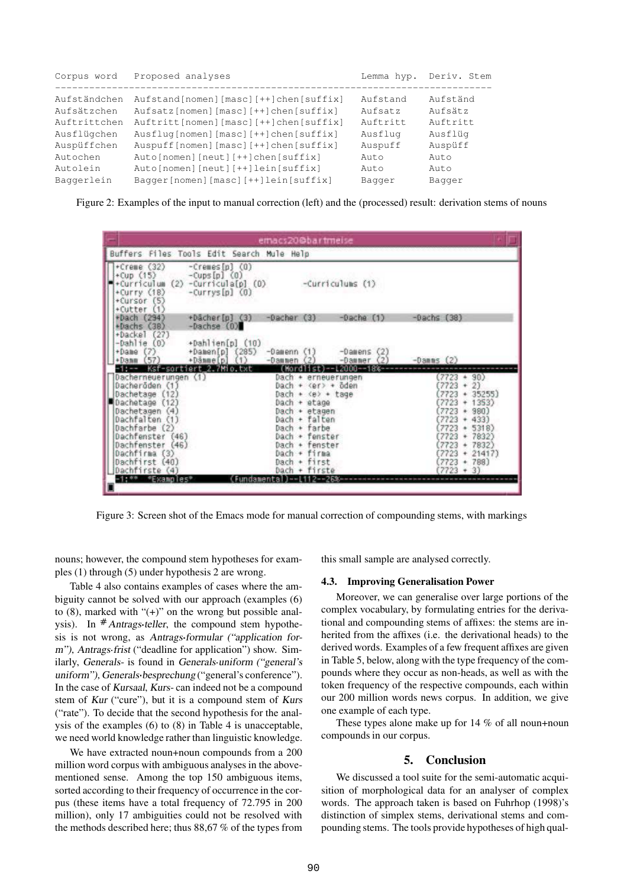| Corpus word | Proposed analyses | Lemma hyp. | Deriv. Stem |
|---|---|---|---|
| Aufständchen | Aufstand[nomen][masc][++]chen[suffix] | Aufstand | Aufständ |
| Aufsätzchen | Aufsatz[nomen][masc][++]chen[suffix] | Aufsatz | Aufsätz |
| Auftrittchen | Auftritt[nomen][masc][++]chen[suffix] | Auftritt | Auftritt |
| Ausflügchen | Ausflug[nomen][masc][++]chen[suffix] | Ausflug | Ausflüg |
| Auspüffchen | Auspuff[nomen][masc][++]chen[suffix] | Auspuff | Auspüff |
| Autochen | Auto[nomen][neut][++]chen[suffix] | Auto | Auto |
| Autolein | Auto[nomen][neut][++]lein[suffix] | Auto | Auto |
| Baggerlein | Bagger[nomen][masc][++]lein[suffix] | Bagger | Bagger |

Figure 2: Examples of the input to manual correction (left) and the (processed) result: derivation stems of nouns

```
+Creme (32)      -Cremes[p] (0)
+Cup (15)        -Cups[p] (0)
+Curriculum (2)  -Curricula[p] (0)        -Curriculums (1)
+Curry (18)      -Currys[p] (0)
+Cursor (5)
+Cutter (1)
+Dach (294)      +Dächer[p] (3)   -Dacher (3)     -Dache (1)     -Dachs (38)
+Dachs (38)      -Dachse (0)
+Dackel (27)
-Dahlie (0)      +Dahlien[p] (10)
+Dame (7)        +Damen[p] (285)  -Damenn (1)     -Damens (2)
+Damm (57)       +Dämme[p] (1)    -Dammen (2)     -Dammer (2)     -Damms (2)
-1:-- Ksf-sortiert_2.7Mio.txt     (Wordlist)--L2000--18%-----------------------
Dacherneuerungen (1)          Dach + erneuerungen          (7723 + 90)
Dacheröden (1)                Dach + <er> + öden           (7723 + 2)
Dachetage (12)                Dach + <e> + tage            (7723 + 35255)
Dachetage (12)                Dach + etage                 (7723 + 1353)
Dachetagen (4)                Dach + etagen                (7723 + 980)
Dachfalten (1)                Dach + falten                (7723 + 433)
Dachfarbe (2)                 Dach + farbe                 (7723 + 5318)
Dachfenster (46)              Dach + fenster               (7723 + 7832)
Dachfenster (46)              Dach + fenster               (7723 + 7832)
Dachfirma (3)                 Dach + firma                 (7723 + 21417)
Dachfirst (40)                Dach + first                 (7723 + 788)
Dachfirste (4)                Dach + firste                (7723 + 3)
-1:** *Examples*         (Fundamental)--L112--26%-------------------------------
```

Figure 3: Screen shot of the Emacs mode for manual correction of compounding stems, with markings

nouns; however, the compound stem hypotheses for examples (1) through (5) under hypothesis 2 are wrong.

Table 4 also contains examples of cases where the ambiguity cannot be solved with our approach (examples (6) to (8), marked with "(+)" on the wrong but possible analysis). In *#Antrags·teller*, the compound stem hypothesis is not wrong, as *Antrags·formular* ("application form"), *Antrags·frist* ("deadline for application") show. Similarly, *Generals-* is found in *Generals·uniform* ("general's uniform"), *Generals·besprechung* ("general's conference"). In the case of *Kursaal*, *Kurs-* can indeed not be a compound stem of *Kur* ("cure"), but it is a compound stem of *Kurs* ("rate"). To decide that the second hypothesis for the analysis of the examples (6) to (8) in Table 4 is unacceptable, we need world knowledge rather than linguistic knowledge.

We have extracted noun+noun compounds from a 200 million word corpus with ambiguous analyses in the above-mentioned sense. Among the top 150 ambiguous items, sorted according to their frequency of occurrence in the corpus (these items have a total frequency of 72.795 in 200 million), only 17 ambiguities could not be resolved with the methods described here; thus 88,67 % of the types from this small sample are analysed correctly.

### 4.3. Improving Generalisation Power

Moreover, we can generalise over large portions of the complex vocabulary, by formulating entries for the derivational and compounding stems of affixes: the stems are inherited from the affixes (i.e. the derivational heads) to the derived words. Examples of a few frequent affixes are given in Table 5, below, along with the type frequency of the compounds where they occur as non-heads, as well as with the token frequency of the respective compounds, each within our 200 million words news corpus. In addition, we give one example of each type.

These types alone make up for 14 % of all noun+noun compounds in our corpus.

## 5. Conclusion

We discussed a tool suite for the semi-automatic acquisition of morphological data for an analyser of complex words. The approach taken is based on Fuhrhop (1998)'s distinction of simplex stems, derivational stems and compounding stems. The tools provide hypotheses of high qual-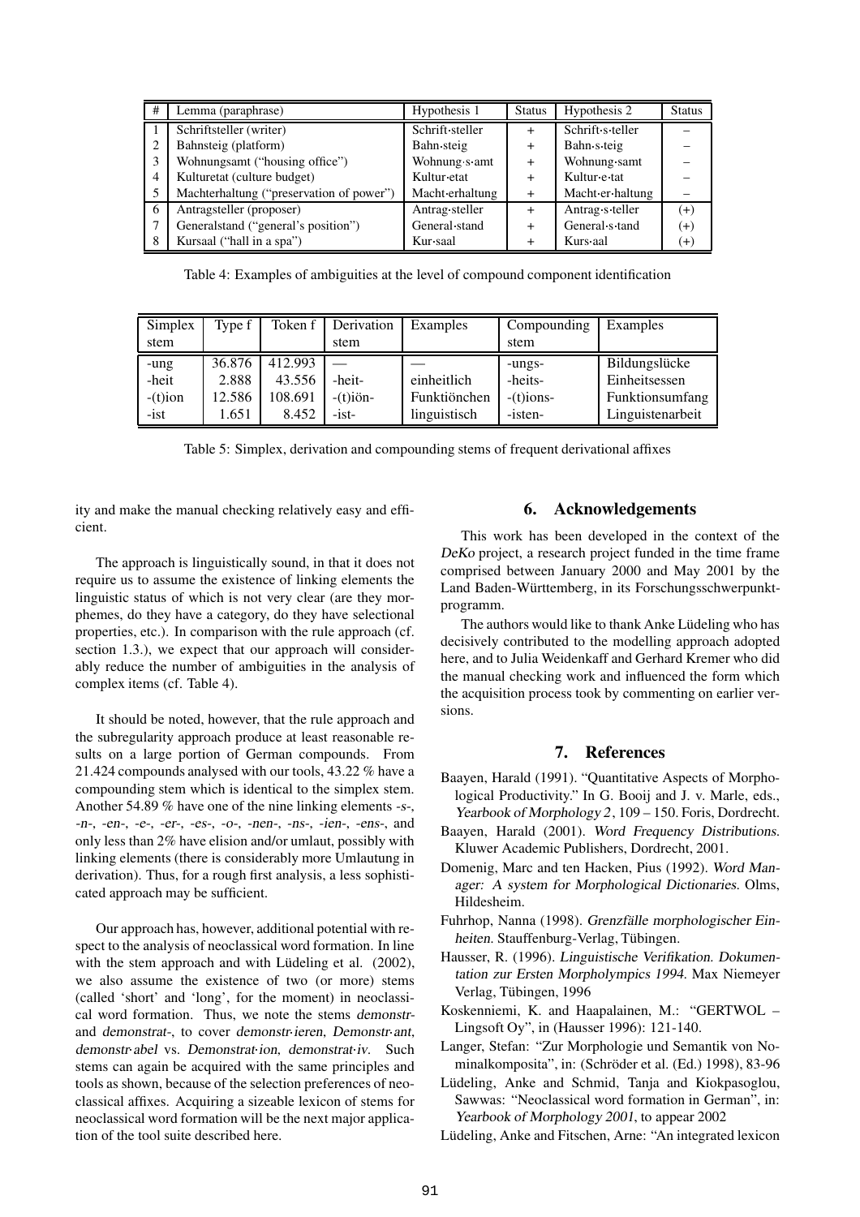| # | Lemma (paraphrase) | Hypothesis 1 | Status | Hypothesis 2 | Status |
|---|---|---|---|---|---|
| 1 | Schriftsteller (writer) | Schrift·steller | + | Schrift·s·teller | – |
| 2 | Bahnsteig (platform) | Bahn·steig | + | Bahn·s·teig | – |
| 3 | Wohnungsamt ("housing office") | Wohnung·s·amt | + | Wohnung·samt | – |
| 4 | Kulturetat (culture budget) | Kultur·etat | + | Kultur·e·tat | – |
| 5 | Machterhaltung ("preservation of power") | Macht·erhaltung | + | Macht·er·haltung | – |
| 6 | Antragsteller (proposer) | Antrag·steller | + | Antrag·s·teller | (+) |
| 7 | Generalstand ("general's position") | General·stand | + | General·s·tand | (+) |
| 8 | Kursaal ("hall in a spa") | Kur·saal | + | Kurs·aal | (+) |

Table 4: Examples of ambiguities at the level of compound component identification

| Simplex stem | Type f | Token f | Derivation stem | Examples | Compounding stem | Examples |
|---|---|---|---|---|---|---|
| -ung | 36.876 | 412.993 | — | — | -ungs- | Bildungslücke |
| -heit | 2.888 | 43.556 | -heit- | einheitlich | -heits- | Einheitsessen |
| -(t)ion | 12.586 | 108.691 | -(t)iön- | Funktiönchen | -(t)ions- | Funktionsumfang |
| -ist | 1.651 | 8.452 | -ist- | linguistisch | -isten- | Linguistenarbeit |

Table 5: Simplex, derivation and compounding stems of frequent derivational affixes

ity and make the manual checking relatively easy and efficient.

The approach is linguistically sound, in that it does not require us to assume the existence of linking elements the linguistic status of which is not very clear (are they morphemes, do they have a category, do they have selectional properties, etc.). In comparison with the rule approach (cf. section 1.3.), we expect that our approach will considerably reduce the number of ambiguities in the analysis of complex items (cf. Table 4).

It should be noted, however, that the rule approach and the subregularity approach produce at least reasonable results on a large portion of German compounds. From 21.424 compounds analysed with our tools, 43.22 % have a compounding stem which is identical to the simplex stem. Another 54.89 % have one of the nine linking elements *-s-*, *-n-*, *-en-*, *-e-*, *-er-*, *-es-*, *-o-*, *-nen-*, *-ns-*, *-ien-*, *-ens-*, and only less than 2% have elision and/or umlaut, possibly with linking elements (there is considerably more Umlautung in derivation). Thus, for a rough first analysis, a less sophisticated approach may be sufficient.

Our approach has, however, additional potential with respect to the analysis of neoclassical word formation. In line with the stem approach and with Lüdeling et al. (2002), we also assume the existence of two (or more) stems (called 'short' and 'long', for the moment) in neoclassical word formation. Thus, we note the stems *demonstr-* and *demonstrat-*, to cover *demonstr·ieren*, *Demonstr·ant*, *demonstr·abel* vs. *Demonstrat·ion*, *demonstrat·iv*. Such stems can again be acquired with the same principles and tools as shown, because of the selection preferences of neoclassical affixes. Acquiring a sizeable lexicon of stems for neoclassical word formation will be the next major application of the tool suite described here.

## 6. Acknowledgements

This work has been developed in the context of the *DeKo* project, a research project funded in the time frame comprised between January 2000 and May 2001 by the Land Baden-Württemberg, in its Forschungsschwerpunktprogramm.

The authors would like to thank Anke Lüdeling who has decisively contributed to the modelling approach adopted here, and to Julia Weidenkaff and Gerhard Kremer who did the manual checking work and influenced the form which the acquisition process took by commenting on earlier versions.

## 7. References

Baayen, Harald (1991). "Quantitative Aspects of Morphological Productivity." In G. Booij and J. v. Marle, eds., *Yearbook of Morphology 2*, 109 – 150. Foris, Dordrecht.

Baayen, Harald (2001). *Word Frequency Distributions*. Kluwer Academic Publishers, Dordrecht, 2001.

Domenig, Marc and ten Hacken, Pius (1992). *Word Manager: A system for Morphological Dictionaries*. Olms, Hildesheim.

Fuhrhop, Nanna (1998). *Grenzfälle morphologischer Einheiten*. Stauffenburg-Verlag, Tübingen.

Hausser, R. (1996). *Linguistische Verifikation. Dokumentation zur Ersten Morpholympics 1994*. Max Niemeyer Verlag, Tübingen, 1996

Koskenniemi, K. and Haapalainen, M.: "GERTWOL – Lingsoft Oy", in (Hausser 1996): 121-140.

Langer, Stefan: "Zur Morphologie und Semantik von Nominalkomposita", in: (Schröder et al. (Ed.) 1998), 83-96

Lüdeling, Anke and Schmid, Tanja and Kiokpasoglou, Sawwas: "Neoclassical word formation in German", in: *Yearbook of Morphology 2001*, to appear 2002

Lüdeling, Anke and Fitschen, Arne: "An integrated lexicon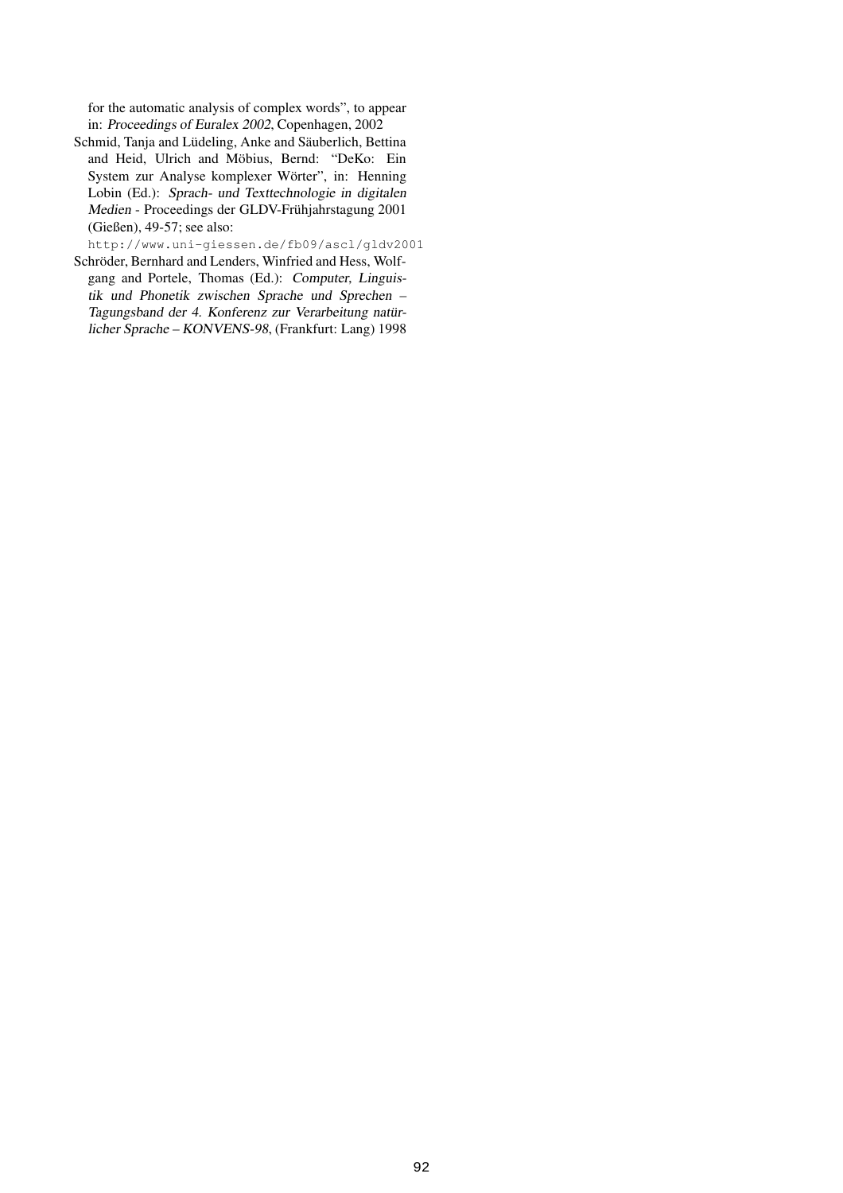for the automatic analysis of complex words", to appear in: *Proceedings of Euralex 2002*, Copenhagen, 2002

Schmid, Tanja and Lüdeling, Anke and Säuberlich, Bettina and Heid, Ulrich and Möbius, Bernd: "DeKo: Ein System zur Analyse komplexer Wörter", in: Henning Lobin (Ed.): *Sprach- und Texttechnologie in digitalen Medien* - Proceedings der GLDV-Frühjahrstagung 2001 (Gießen), 49-57; see also: `http://www.uni-giessen.de/fb09/ascl/gldv2001`

Schröder, Bernhard and Lenders, Winfried and Hess, Wolfgang and Portele, Thomas (Ed.): *Computer, Linguistik und Phonetik zwischen Sprache und Sprechen – Tagungsband der 4. Konferenz zur Verarbeitung natürlicher Sprache – KONVENS-98*, (Frankfurt: Lang) 1998